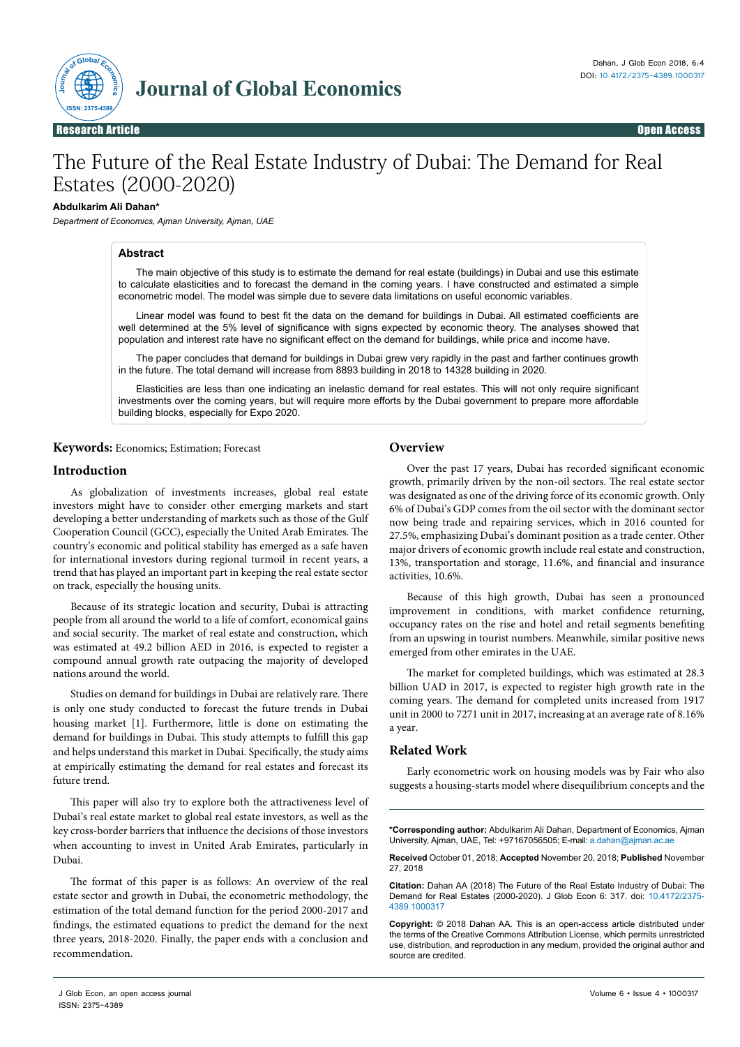Research Article | Open Access

# The Future of the Real Estate Industry of Dubai: The Demand for Real Estates (2000-2020)

**Abdulkarim Ali Dahan***

*Department of Economics, Ajman University, Ajman, UAE*

## Abstract

The main objective of this study is to estimate the demand for real estate (buildings) in Dubai and use this estimate to calculate elasticities and to forecast the demand in the coming years. I have constructed and estimated a simple econometric model. The model was simple due to severe data limitations on useful economic variables.

Linear model was found to best fit the data on the demand for buildings in Dubai. All estimated coefficients are well determined at the 5% level of significance with signs expected by economic theory. The analyses showed that population and interest rate have no significant effect on the demand for buildings, while price and income have.

The paper concludes that demand for buildings in Dubai grew very rapidly in the past and farther continues growth in the future. The total demand will increase from 8893 building in 2018 to 14328 building in 2020.

Elasticities are less than one indicating an inelastic demand for real estates. This will not only require significant investments over the coming years, but will require more efforts by the Dubai government to prepare more affordable building blocks, especially for Expo 2020.

**Keywords:** Economics; Estimation; Forecast

## Introduction

As globalization of investments increases, global real estate investors might have to consider other emerging markets and start developing a better understanding of markets such as those of the Gulf Cooperation Council (GCC), especially the United Arab Emirates. The country's economic and political stability has emerged as a safe haven for international investors during regional turmoil in recent years, a trend that has played an important part in keeping the real estate sector on track, especially the housing units.

Because of its strategic location and security, Dubai is attracting people from all around the world to a life of comfort, economical gains and social security. The market of real estate and construction, which was estimated at 49.2 billion AED in 2016, is expected to register a compound annual growth rate outpacing the majority of developed nations around the world.

Studies on demand for buildings in Dubai are relatively rare. There is only one study conducted to forecast the future trends in Dubai housing market [1]. Furthermore, little is done on estimating the demand for buildings in Dubai. This study attempts to fulfill this gap and helps understand this market in Dubai. Specifically, the study aims at empirically estimating the demand for real estates and forecast its future trend.

This paper will also try to explore both the attractiveness level of Dubai's real estate market to global real estate investors, as well as the key cross-border barriers that influence the decisions of those investors when accounting to invest in United Arab Emirates, particularly in Dubai.

The format of this paper is as follows: An overview of the real estate sector and growth in Dubai, the econometric methodology, the estimation of the total demand function for the period 2000-2017 and findings, the estimated equations to predict the demand for the next three years, 2018-2020. Finally, the paper ends with a conclusion and recommendation.

## Overview

Over the past 17 years, Dubai has recorded significant economic growth, primarily driven by the non-oil sectors. The real estate sector was designated as one of the driving force of its economic growth. Only 6% of Dubai's GDP comes from the oil sector with the dominant sector now being trade and repairing services, which in 2016 counted for 27.5%, emphasizing Dubai's dominant position as a trade center. Other major drivers of economic growth include real estate and construction, 13%, transportation and storage, 11.6%, and financial and insurance activities, 10.6%.

Because of this high growth, Dubai has seen a pronounced improvement in conditions, with market confidence returning, occupancy rates on the rise and hotel and retail segments benefiting from an upswing in tourist numbers. Meanwhile, similar positive news emerged from other emirates in the UAE.

The market for completed buildings, which was estimated at 28.3 billion UAD in 2017, is expected to register high growth rate in the coming years. The demand for completed units increased from 1917 unit in 2000 to 7271 unit in 2017, increasing at an average rate of 8.16% a year.

## Related Work

Early econometric work on housing models was by Fair who also suggests a housing-starts model where disequilibrium concepts and the

---

***Corresponding author:** Abdulkarim Ali Dahan, Department of Economics, Ajman University, Ajman, UAE, Tel: +97167056505; E-mail: a.dahan@ajman.ac.ae

**Received** October 01, 2018; **Accepted** November 20, 2018; **Published** November 27, 2018

**Citation:** Dahan AA (2018) The Future of the Real Estate Industry of Dubai: The Demand for Real Estates (2000-2020). J Glob Econ 6: 317. doi: 10.4172/2375-4389.1000317

**Copyright:** © 2018 Dahan AA. This is an open-access article distributed under the terms of the Creative Commons Attribution License, which permits unrestricted use, distribution, and reproduction in any medium, provided the original author and source are credited.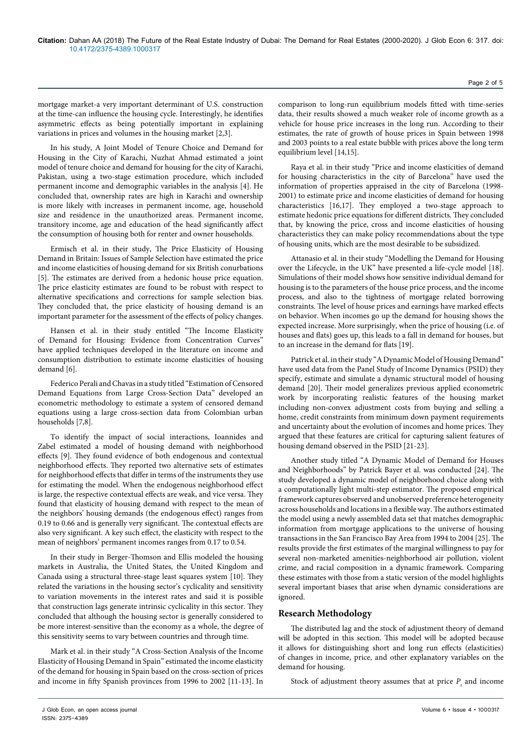mortgage market-a very important determinant of U.S. construction at the time-can influence the housing cycle. Interestingly, he identifies asymmetric effects as being potentially important in explaining variations in prices and volumes in the housing market [2,3].

In his study, A Joint Model of Tenure Choice and Demand for Housing in the City of Karachi, Nuzhat Ahmad estimated a joint model of tenure choice and demand for housing for the city of Karachi, Pakistan, using a two-stage estimation procedure, which included permanent income and demographic variables in the analysis [4]. He concluded that, ownership rates are high in Karachi and ownership is more likely with increases in permanent income, age, household size and residence in the unauthorized areas. Permanent income, transitory income, age and education of the head significantly affect the consumption of housing both for renter and owner households.

Ermisch et al. in their study, The Price Elasticity of Housing Demand in Britain: Issues of Sample Selection have estimated the price and income elasticities of housing demand for six British conurbations [5]. The estimates are derived from a hedonic house price equation. The price elasticity estimates are found to be robust with respect to alternative specifications and corrections for sample selection bias. They concluded that, the price elasticity of housing demand is an important parameter for the assessment of the effects of policy changes.

Hansen et al. in their study entitled "The Income Elasticity of Demand for Housing: Evidence from Concentration Curves" have applied techniques developed in the literature on income and consumption distribution to estimate income elasticities of housing demand [6].

Federico Perali and Chavas in a study titled "Estimation of Censored Demand Equations from Large Cross-Section Data" developed an econometric methodology to estimate a system of censored demand equations using a large cross-section data from Colombian urban households [7,8].

To identify the impact of social interactions, Ioannides and Zabel estimated a model of housing demand with neighborhood effects [9]. They found evidence of both endogenous and contextual neighborhood effects. They reported two alternative sets of estimates for neighborhood effects that differ in terms of the instruments they use for estimating the model. When the endogenous neighborhood effect is large, the respective contextual effects are weak, and vice versa. They found that elasticity of housing demand with respect to the mean of the neighbors' housing demands (the endogenous effect) ranges from 0.19 to 0.66 and is generally very significant. The contextual effects are also very significant. A key such effect, the elasticity with respect to the mean of neighbors' permanent incomes ranges from 0.17 to 0.54.

In their study in Berger-Thomson and Ellis modeled the housing markets in Australia, the United States, the United Kingdom and Canada using a structural three-stage least squares system [10]. They related the variations in the housing sector's cyclicality and sensitivity to variation movements in the interest rates and said it is possible that construction lags generate intrinsic cyclicality in this sector. They concluded that although the housing sector is generally considered to be more interest-sensitive than the economy as a whole, the degree of this sensitivity seems to vary between countries and through time.

Mark et al. in their study "A Cross-Section Analysis of the Income Elasticity of Housing Demand in Spain" estimated the income elasticity of the demand for housing in Spain based on the cross-section of prices and income in fifty Spanish provinces from 1996 to 2002 [11-13]. In comparison to long-run equilibrium models fitted with time-series data, their results showed a much weaker role of income growth as a vehicle for house price increases in the long run. According to their estimates, the rate of growth of house prices in Spain between 1998 and 2003 points to a real estate bubble with prices above the long term equilibrium level [14,15].

Raya et al. in their study "Price and income elasticities of demand for housing characteristics in the city of Barcelona" have used the information of properties appraised in the city of Barcelona (1998-2001) to estimate price and income elasticities of demand for housing characteristics [16,17]. They employed a two-stage approach to estimate hedonic price equations for different districts. They concluded that, by knowing the price, cross and income elasticities of housing characteristics they can make policy recommendations about the type of housing units, which are the most desirable to be subsidized.

Attanasio et al. in their study "Modelling the Demand for Housing over the Lifecycle, in the UK" have presented a life-cycle model [18]. Simulations of their model shows how sensitive individual demand for housing is to the parameters of the house price process, and the income process, and also to the tightness of mortgage related borrowing constraints. The level of house prices and earnings have marked effects on behavior. When incomes go up the demand for housing shows the expected increase. More surprisingly, when the price of housing (i.e. of houses and flats) goes up, this leads to a fall in demand for houses, but to an increase in the demand for flats [19].

Patrick et al. in their study "A Dynamic Model of Housing Demand" have used data from the Panel Study of Income Dynamics (PSID) they specify, estimate and simulate a dynamic structural model of housing demand [20]. Their model generalizes previous applied econometric work by incorporating realistic features of the housing market including non-convex adjustment costs from buying and selling a home, credit constraints from minimum down payment requirements and uncertainty about the evolution of incomes and home prices. They argued that these features are critical for capturing salient features of housing demand observed in the PSID [21-23].

Another study titled "A Dynamic Model of Demand for Houses and Neighborhoods" by Patrick Bayer et al. was conducted [24]. The study developed a dynamic model of neighborhood choice along with a computationally light multi-step estimator. The proposed empirical framework captures observed and unobserved preference heterogeneity across households and locations in a flexible way. The authors estimated the model using a newly assembled data set that matches demographic information from mortgage applications to the universe of housing transactions in the San Francisco Bay Area from 1994 to 2004 [25]. The results provide the first estimates of the marginal willingness to pay for several non-marketed amenities-neighborhood air pollution, violent crime, and racial composition in a dynamic framework. Comparing these estimates with those from a static version of the model highlights several important biases that arise when dynamic considerations are ignored.

## Research Methodology

The distributed lag and the stock of adjustment theory of demand will be adopted in this section. This model will be adopted because it allows for distinguishing short and long run effects (elasticities) of changes in income, price, and other explanatory variables on the demand for housing.

Stock of adjustment theory assumes that at price $P_t$ and income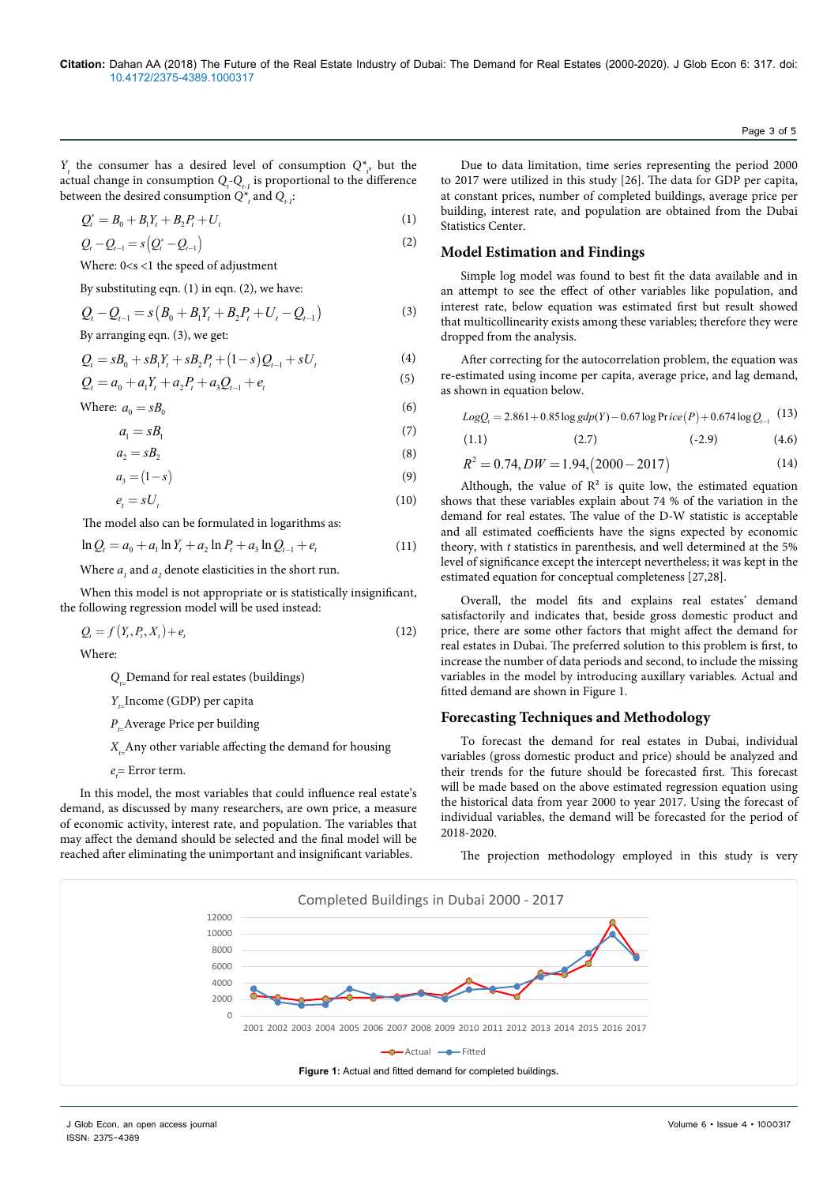$Y_t$ the consumer has a desired level of consumption $Q^*_t$, but the actual change in consumption $Q_t$-$Q_{t-1}$ is proportional to the difference between the desired consumption $Q^*_t$ and $Q_{t-1}$:

$$Q_t^* = B_0 + B_1 Y_t + B_2 P_t + U_t \quad (1)$$

$$Q_t - Q_{t-1} = s\left(Q_t^* - Q_{t-1}\right) \quad (2)$$

Where: 0<s <1 the speed of adjustment

By substituting eqn. (1) in eqn. (2), we have:

$$Q_t - Q_{t-1} = s\left(B_0 + B_1 Y_t + B_2 P_t + U_t - Q_{t-1}\right) \quad (3)$$

By arranging eqn. (3), we get:

$$Q_t = sB_0 + sB_1 Y_t + sB_2 P_t + (1-s) Q_{t-1} + sU_t \quad (4)$$

$$Q_t = a_0 + a_1 Y_t + a_2 P_t + a_3 Q_{t-1} + e_t \quad (5)$$

Where: $a_0 = sB_0$ (6)

$$a_1 = sB_1 \quad (7)$$

$$a_2 = sB_2 \quad (8)$$

$$a_3 = (1-s) \quad (9)$$

$$e_t = sU_t \quad (10)$$

The model also can be formulated in logarithms as:

$$\ln Q_t = a_0 + a_1 \ln Y_t + a_2 \ln P_t + a_3 \ln Q_{t-1} + e_t \quad (11)$$

Where $a_1$ and $a_2$ denote elasticities in the short run.

When this model is not appropriate or is statistically insignificant, the following regression model will be used instead:

$$Q_t = f\left(Y_t, P_t, X_t\right) + e_t \quad (12)$$

Where:

$Q_t$= Demand for real estates (buildings)

$Y_t$= Income (GDP) per capita

$P_t$= Average Price per building

$X_t$= Any other variable affecting the demand for housing

$e_t$= Error term.

In this model, the most variables that could influence real estate's demand, as discussed by many researchers, are own price, a measure of economic activity, interest rate, and population. The variables that may affect the demand should be selected and the final model will be reached after eliminating the unimportant and insignificant variables.

Due to data limitation, time series representing the period 2000 to 2017 were utilized in this study [26]. The data for GDP per capita, at constant prices, number of completed buildings, average price per building, interest rate, and population are obtained from the Dubai Statistics Center.

## Model Estimation and Findings

Simple log model was found to best fit the data available and in an attempt to see the effect of other variables like population, and interest rate, below equation was estimated first but result showed that multicollinearity exists among these variables; therefore they were dropped from the analysis.

After correcting for the autocorrelation problem, the equation was re-estimated using income per capita, average price, and lag demand, as shown in equation below.

$$Log Q_t = 2.861 + 0.85 \log gdp(Y) - 0.67 \log Price(P) + 0.674 \log Q_{t-1} \quad (13)$$

$$(1.1) \qquad (2.7) \qquad (-2.9) \qquad (4.6)$$

$$R^2 = 0.74, DW = 1.94, (2000-2017) \quad (14)$$

Although, the value of $R^2$ is quite low, the estimated equation shows that these variables explain about 74 % of the variation in the demand for real estates. The value of the D-W statistic is acceptable and all estimated coefficients have the signs expected by economic theory, with *t* statistics in parenthesis, and well determined at the 5% level of significance except the intercept nevertheless; it was kept in the estimated equation for conceptual completeness [27,28].

Overall, the model fits and explains real estates' demand satisfactorily and indicates that, beside gross domestic product and price, there are some other factors that might affect the demand for real estates in Dubai. The preferred solution to this problem is first, to increase the number of data periods and second, to include the missing variables in the model by introducing auxillary variables. Actual and fitted demand are shown in Figure 1.

## Forecasting Techniques and Methodology

To forecast the demand for real estates in Dubai, individual variables (gross domestic product and price) should be analyzed and their trends for the future should be forecasted first. This forecast will be made based on the above estimated regression equation using the historical data from year 2000 to year 2017. Using the forecast of individual variables, the demand will be forecasted for the period of 2018-2020.

The projection methodology employed in this study is very

**Figure 1:** Actual and fitted demand for completed buildings.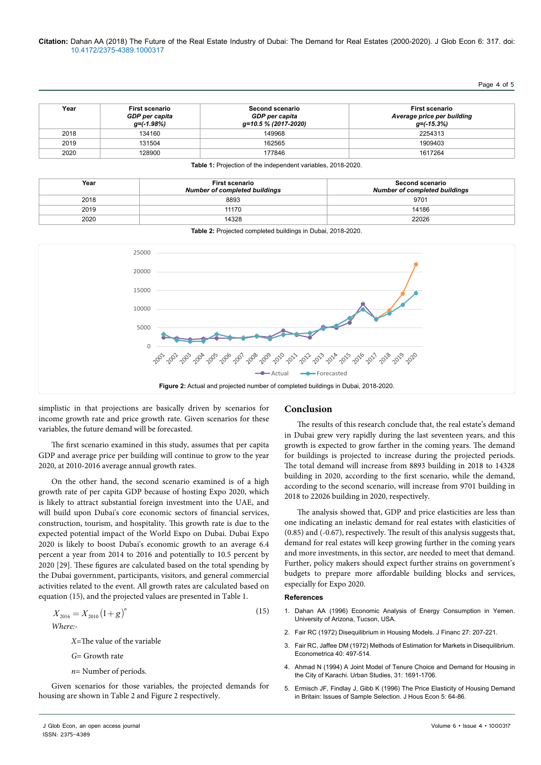| Year | First scenario *GDP per capita g=(-1.98%)* | Second scenario *GDP per capita g=10.5 % (2017-2020)* | First scenario *Average price per building g=(-15.3%)* |
|---|---|---|---|
| 2018 | 134160 | 149968 | 2254313 |
| 2019 | 131504 | 162565 | 1909403 |
| 2020 | 128900 | 177846 | 1617264 |

**Table 1:** Projection of the independent variables, 2018-2020.

| Year | First scenario *Number of completed buildings* | Second scenario *Number of completed buildings* |
|---|---|---|
| 2018 | 8893 | 9701 |
| 2019 | 11170 | 14186 |
| 2020 | 14328 | 22026 |

**Table 2:** Projected completed buildings in Dubai, 2018-2020.

**Figure 2:** Actual and projected number of completed buildings in Dubai, 2018-2020.

simplistic in that projections are basically driven by scenarios for income growth rate and price growth rate. Given scenarios for these variables, the future demand will be forecasted.

The first scenario examined in this study, assumes that per capita GDP and average price per building will continue to grow to the year 2020, at 2010-2016 average annual growth rates.

On the other hand, the second scenario examined is of a high growth rate of per capita GDP because of hosting Expo 2020, which is likely to attract substantial foreign investment into the UAE, and will build upon Dubai's core economic sectors of financial services, construction, tourism, and hospitality. This growth rate is due to the expected potential impact of the World Expo on Dubai. Dubai Expo 2020 is likely to boost Dubai's economic growth to an average 6.4 percent a year from 2014 to 2016 and potentially to 10.5 percent by 2020 [29]. These figures are calculated based on the total spending by the Dubai government, participants, visitors, and general commercial activities related to the event. All growth rates are calculated based on equation (15), and the projected values are presented in Table 1.

$$X_{2016} = X_{2010}(1+g)^n \quad (15)$$

*Where:-*

$X$=The value of the variable

$G$= Growth rate

$n$= Number of periods.

Given scenarios for those variables, the projected demands for housing are shown in Table 2 and Figure 2 respectively.

## Conclusion

The results of this research conclude that, the real estate's demand in Dubai grew very rapidly during the last seventeen years, and this growth is expected to grow farther in the coming years. The demand for buildings is projected to increase during the projected periods. The total demand will increase from 8893 building in 2018 to 14328 building in 2020, according to the first scenario, while the demand, according to the second scenario, will increase from 9701 building in 2018 to 22026 building in 2020, respectively.

The analysis showed that, GDP and price elasticities are less than one indicating an inelastic demand for real estates with elasticities of (0.85) and (-0.67), respectively. The result of this analysis suggests that, demand for real estates will keep growing further in the coming years and more investments, in this sector, are needed to meet that demand. Further, policy makers should expect further strains on government's budgets to prepare more affordable building blocks and services, especially for Expo 2020.

### References

1. Dahan AA (1996) Economic Analysis of Energy Consumption in Yemen. University of Arizona, Tucson, USA.
2. Fair RC (1972) Disequilibrium in Housing Models. J Financ 27: 207-221.
3. Fair RC, Jaffee DM (1972) Methods of Estimation for Markets in Disequilibrium. Econometrica 40: 497-514.
4. Ahmad N (1994) A Joint Model of Tenure Choice and Demand for Housing in the City of Karachi. Urban Studies, 31: 1691-1706.
5. Ermisch JF, Findlay J, Gibb K (1996) The Price Elasticity of Housing Demand in Britain: Issues of Sample Selection. J Hous Econ 5: 64-86.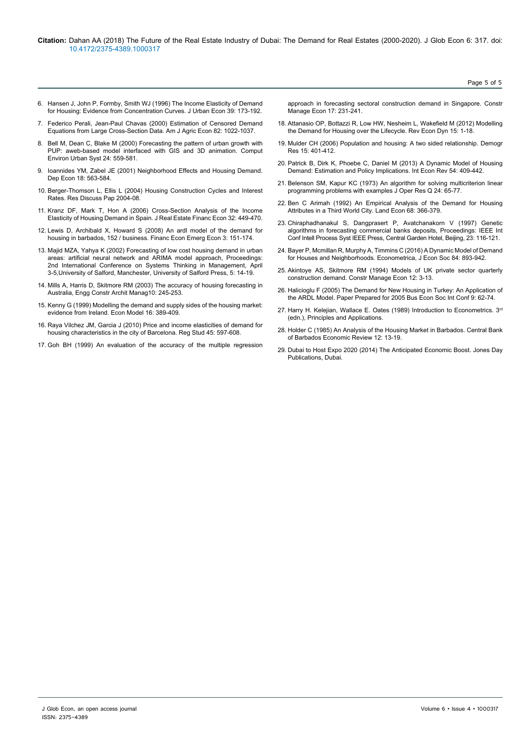6. Hansen J, John P, Formby, Smith WJ (1996) The Income Elasticity of Demand for Housing: Evidence from Concentration Curves. J Urban Econ 39: 173-192.
7. Federico Perali, Jean-Paul Chavas (2000) Estimation of Censored Demand Equations from Large Cross-Section Data. Am J Agric Econ 82: 1022-1037.
8. Bell M, Dean C, Blake M (2000) Forecasting the pattern of urban growth with PUP: aweb-based model interfaced with GIS and 3D animation. Comput Environ Urban Syst 24: 559-581.
9. Ioannides YM, Zabel JE (2001) Neighborhood Effects and Housing Demand. Dep Econ 18: 563-584.
10. Berger-Thomson L, Ellis L (2004) Housing Construction Cycles and Interest Rates. Res Discuss Pap 2004-08.
11. Kranz DF, Mark T, Hon A (2006) Cross-Section Analysis of the Income Elasticity of Housing Demand in Spain. J Real Estate Financ Econ 32: 449-470.
12. Lewis D, Archibald X, Howard S (2008) An ardl model of the demand for housing in barbados, 152 / business. Financ Econ Emerg Econ 3: 151-174.
13. Majid MZA, Yahya K (2002) Forecasting of low cost housing demand in urban areas: artificial neural network and ARIMA model approach, Proceedings: 2nd International Conference on Systems Thinking in Management, April 3-5,University of Salford, Manchester, University of Salford Press, 5: 14-19.
14. Mills A, Harris D, Skitmore RM (2003) The accuracy of housing forecasting in Australia, Engg Constr Archit Manag10: 245-253.
15. Kenny G (1999) Modelling the demand and supply sides of the housing market: evidence from Ireland. Econ Model 16: 389-409.
16. Raya Vilchez JM, Garcia J (2010) Price and income elasticities of demand for housing characteristics in the city of Barcelona. Reg Stud 45: 597-608.
17. Goh BH (1999) An evaluation of the accuracy of the multiple regression approach in forecasting sectoral construction demand in Singapore. Constr Manage Econ 17: 231-241.
18. Attanasio OP, Bottazzi R, Low HW, Nesheim L, Wakefield M (2012) Modelling the Demand for Housing over the Lifecycle. Rev Econ Dyn 15: 1-18.
19. Mulder CH (2006) Population and housing: A two sided relationship. Demogr Res 15: 401-412.
20. Patrick B, Dirk K, Phoebe C, Daniel M (2013) A Dynamic Model of Housing Demand: Estimation and Policy Implications. Int Econ Rev 54: 409-442.
21. Belenson SM, Kapur KC (1973) An algorithm for solving multicriterion linear programming problems with examples J Oper Res Q 24: 65-77.
22. Ben C Arimah (1992) An Empirical Analysis of the Demand for Housing Attributes in a Third World City. Land Econ 68: 366-379.
23. Chiraphadhanakul S, Dangprasert P, Avatchanakorn V (1997) Genetic algorithms in forecasting commercial banks deposits, Proceedings: IEEE Int Conf Intell Process Syst IEEE Press, Central Garden Hotel, Beijing, 23: 116-121.
24. Bayer P, Mcmillan R, Murphy A, Timmins C (2016) A Dynamic Model of Demand for Houses and Neighborhoods. Econometrica, J Econ Soc 84: 893-942.
25. Akintoye AS, Skitmore RM (1994) Models of UK private sector quarterly construction demand. Constr Manage Econ 12: 3-13.
26. Halicioglu F (2005) The Demand for New Housing in Turkey: An Application of the ARDL Model. Paper Prepared for 2005 Bus Econ Soc Int Conf 9: 62-74.
27. Harry H. Kelejian, Wallace E. Oates (1989) Introduction to Econometrics. 3rd (edn.), Principles and Applications.
28. Holder C (1985) An Analysis of the Housing Market in Barbados. Central Bank of Barbados Economic Review 12: 13-19.
29. Dubai to Host Expo 2020 (2014) The Anticipated Economic Boost. Jones Day Publications, Dubai.